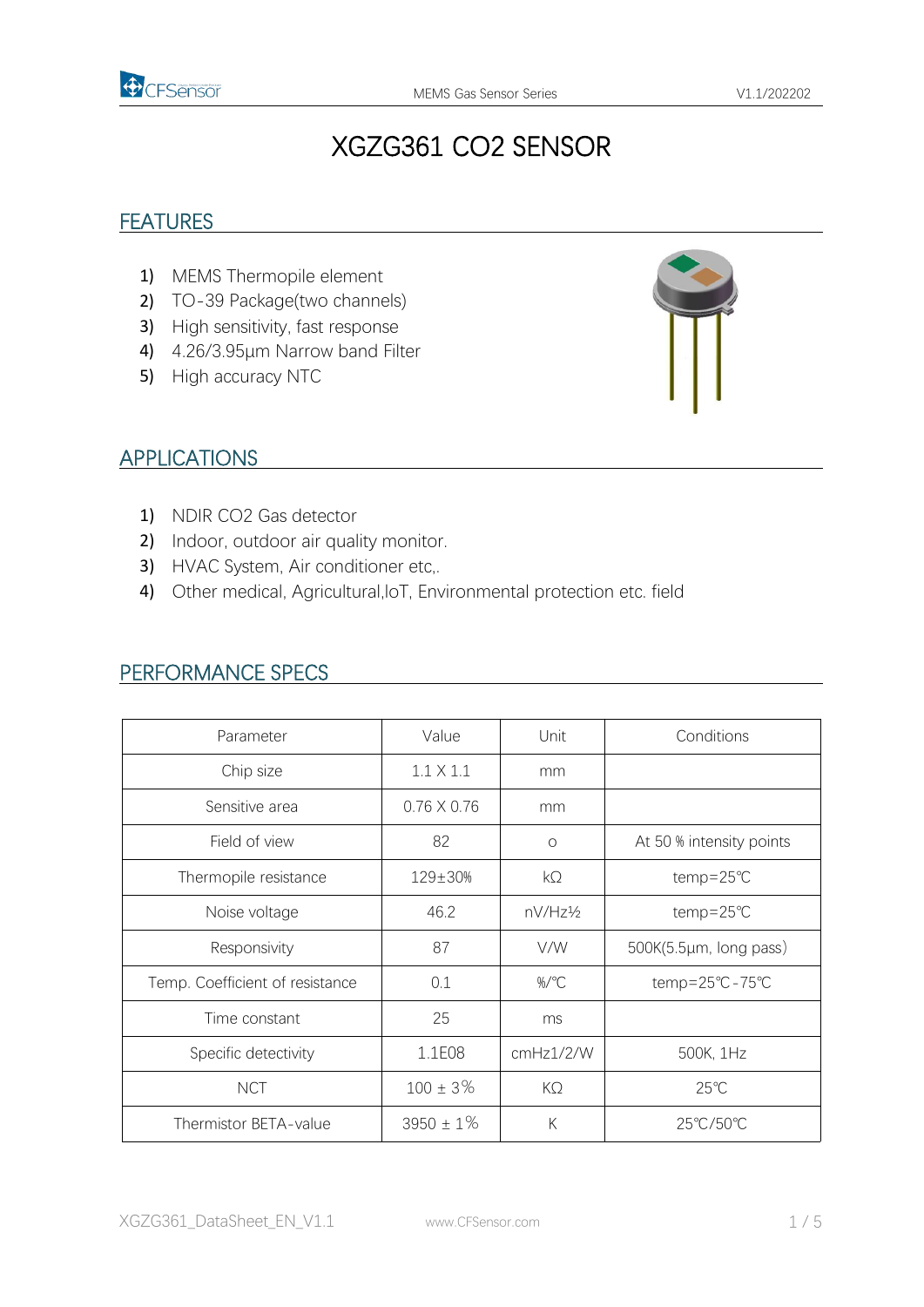# XGZG361 CO2 SENSOR

## FEATURES

1) MEMS Thermopile element
2) TO-39 Package(two channels)
3) High sensitivity, fast response
4) 4.26/3.95µm Narrow band Filter
5) High accuracy NTC

## APPLICATIONS

1) NDIR CO2 Gas detector
2) Indoor, outdoor air quality monitor.
3) HVAC System, Air conditioner etc,.
4) Other medical, Agricultural,IoT, Environmental protection etc. field

## PERFORMANCE SPECS

| Parameter | Value | Unit | Conditions |
|---|---|---|---|
| Chip size | 1.1 X 1.1 | mm | |
| Sensitive area | 0.76 X 0.76 | mm | |
| Field of view | 82 | o | At 50 % intensity points |
| Thermopile resistance | 129±30% | kΩ | temp=25℃ |
| Noise voltage | 46.2 | nV/Hz½ | temp=25℃ |
| Responsivity | 87 | V/W | 500K(5.5µm, long pass) |
| Temp. Coefficient of resistance | 0.1 | %/℃ | temp=25℃-75℃ |
| Time constant | 25 | ms | |
| Specific detectivity | 1.1E08 | cmHz1/2/W | 500K, 1Hz |
| NCT | 100 ± 3% | KΩ | 25℃ |
| Thermistor BETA-value | 3950 ± 1% | K | 25℃/50℃ |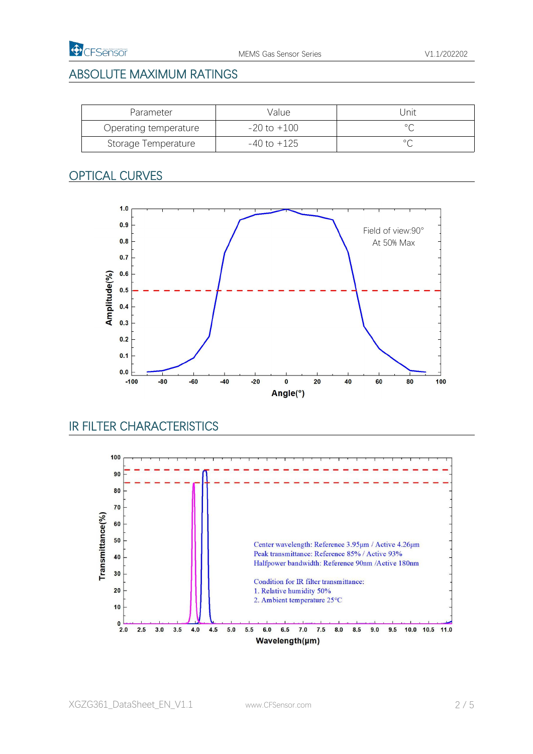## ABSOLUTE MAXIMUM RATINGS

| Parameter | Value | Unit |
|---|---|---|
| Operating temperature | -20 to +100 | °C |
| Storage Temperature | -40 to +125 | °C |

## OPTICAL CURVES

Field of view:90°
At 50% Max

## IR FILTER CHARACTERISTICS

Center wavelength: Reference 3.95μm / Active 4.26μm
Peak transmittance: Reference 85% / Active 93%
Halfpower bandwidth: Reference 90nm /Active 180nm

Condition for IR filter transmittance:
1. Relative humidity 50%
2. Ambient temperature 25°C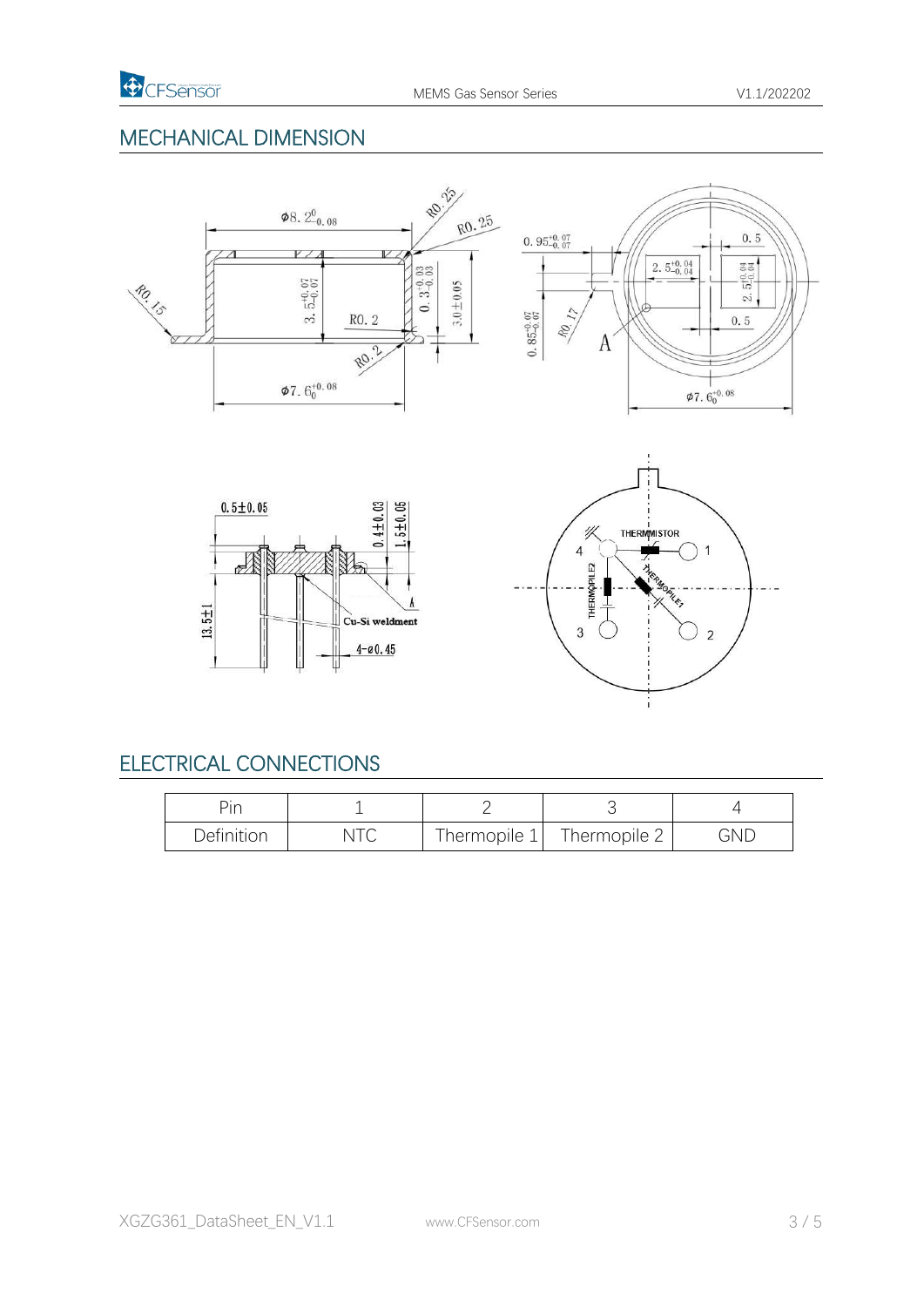## MECHANICAL DIMENSION

## ELECTRICAL CONNECTIONS

| Pin | 1 | 2 | 3 | 4 |
|---|---|---|---|---|
| Definition | NTC | Thermopile 1 | Thermopile 2 | GND |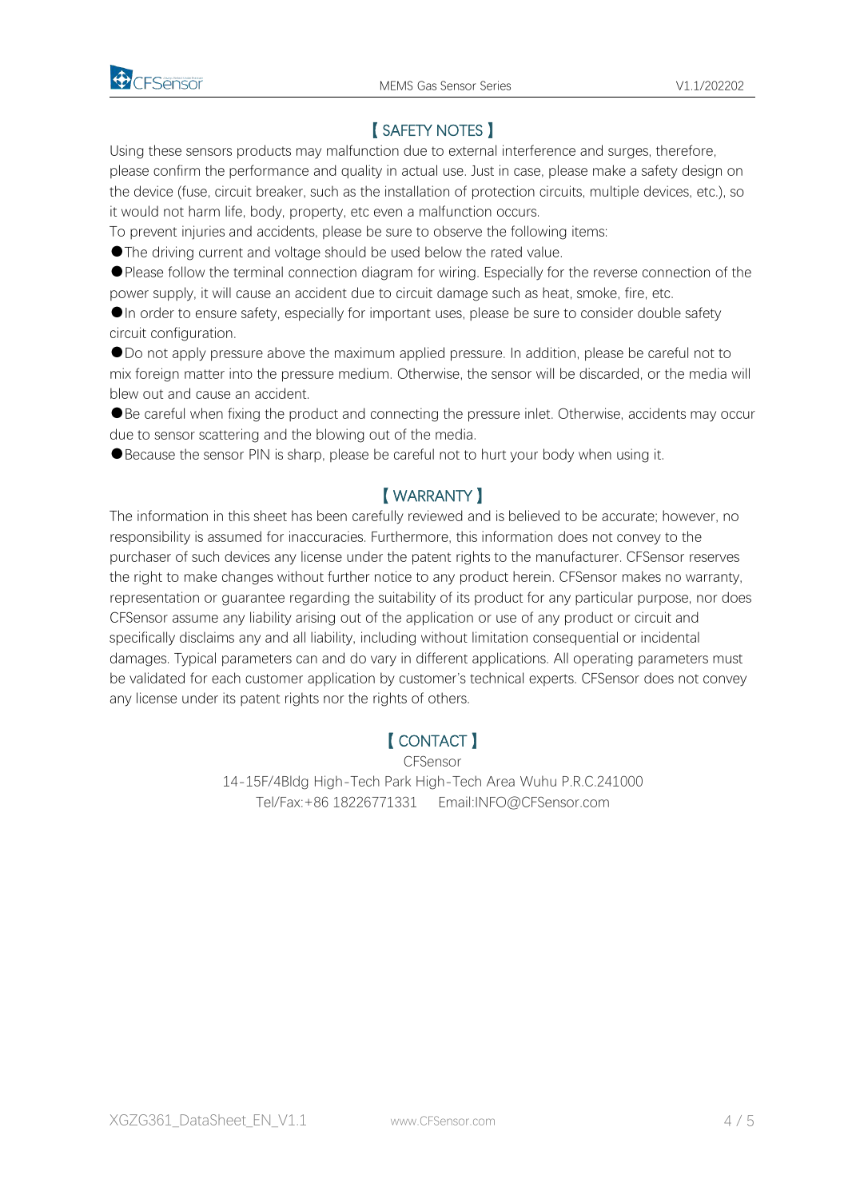## 【SAFETY NOTES】

Using these sensors products may malfunction due to external interference and surges, therefore, please confirm the performance and quality in actual use. Just in case, please make a safety design on the device (fuse, circuit breaker, such as the installation of protection circuits, multiple devices, etc.), so it would not harm life, body, property, etc even a malfunction occurs.

To prevent injuries and accidents, please be sure to observe the following items:

●The driving current and voltage should be used below the rated value.

●Please follow the terminal connection diagram for wiring. Especially for the reverse connection of the power supply, it will cause an accident due to circuit damage such as heat, smoke, fire, etc.

●In order to ensure safety, especially for important uses, please be sure to consider double safety circuit configuration.

●Do not apply pressure above the maximum applied pressure. In addition, please be careful not to mix foreign matter into the pressure medium. Otherwise, the sensor will be discarded, or the media will blew out and cause an accident.

●Be careful when fixing the product and connecting the pressure inlet. Otherwise, accidents may occur due to sensor scattering and the blowing out of the media.

●Because the sensor PIN is sharp, please be careful not to hurt your body when using it.

## 【WARRANTY】

The information in this sheet has been carefully reviewed and is believed to be accurate; however, no responsibility is assumed for inaccuracies. Furthermore, this information does not convey to the purchaser of such devices any license under the patent rights to the manufacturer. CFSensor reserves the right to make changes without further notice to any product herein. CFSensor makes no warranty, representation or guarantee regarding the suitability of its product for any particular purpose, nor does CFSensor assume any liability arising out of the application or use of any product or circuit and specifically disclaims any and all liability, including without limitation consequential or incidental damages. Typical parameters can and do vary in different applications. All operating parameters must be validated for each customer application by customer's technical experts. CFSensor does not convey any license under its patent rights nor the rights of others.

## 【CONTACT】

CFSensor

14-15F/4Bldg High-Tech Park High-Tech Area Wuhu P.R.C.241000

Tel/Fax:+86 18226771331 Email:INFO@CFSensor.com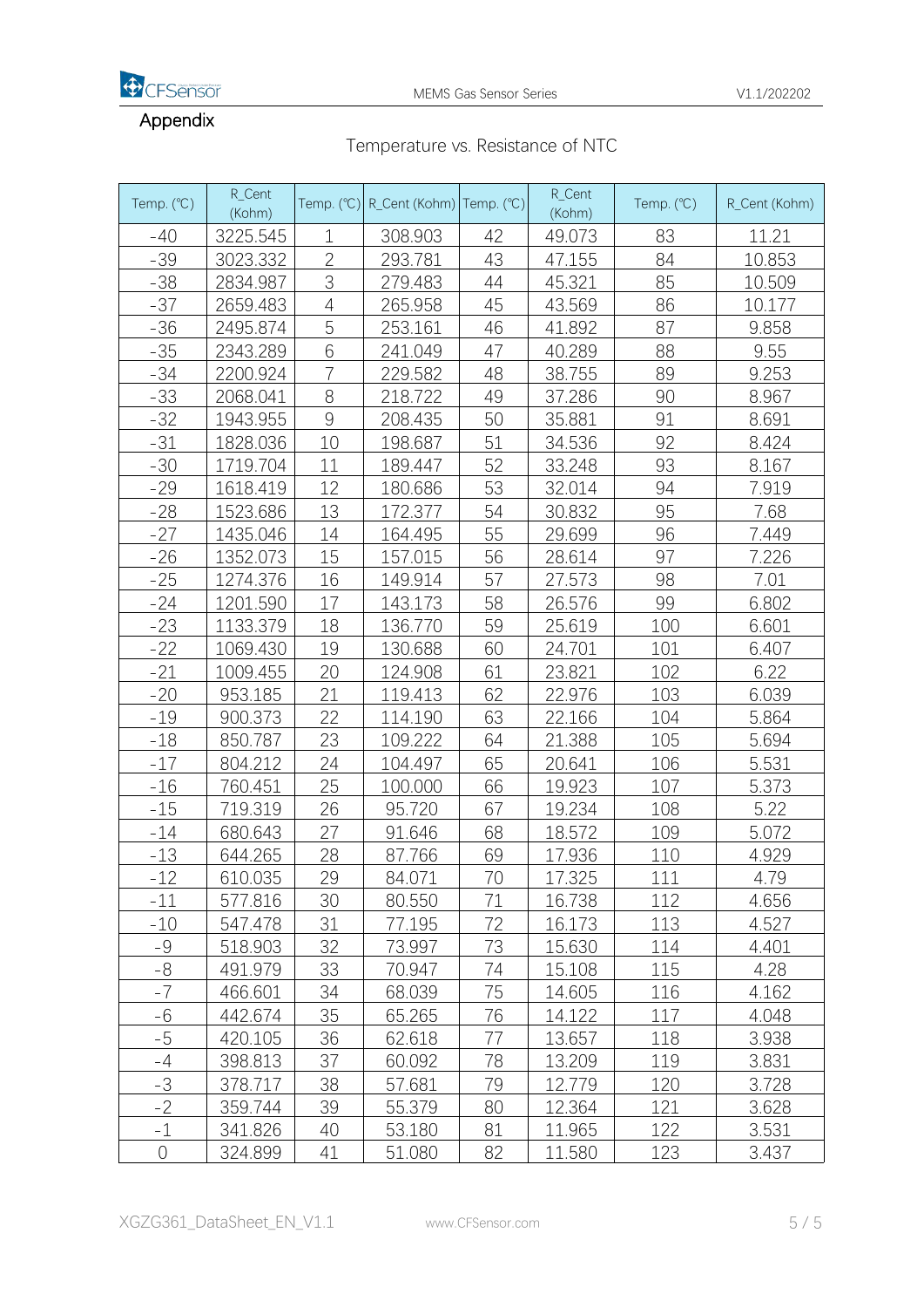## Appendix

Temperature vs. Resistance of NTC

| Temp. (℃) | R_Cent (Kohm) | Temp. (℃) | R_Cent (Kohm) | Temp. (℃) | R_Cent (Kohm) | Temp. (℃) | R_Cent (Kohm) |
|---|---|---|---|---|---|---|---|
| -40 | 3225.545 | 1 | 308.903 | 42 | 49.073 | 83 | 11.21 |
| -39 | 3023.332 | 2 | 293.781 | 43 | 47.155 | 84 | 10.853 |
| -38 | 2834.987 | 3 | 279.483 | 44 | 45.321 | 85 | 10.509 |
| -37 | 2659.483 | 4 | 265.958 | 45 | 43.569 | 86 | 10.177 |
| -36 | 2495.874 | 5 | 253.161 | 46 | 41.892 | 87 | 9.858 |
| -35 | 2343.289 | 6 | 241.049 | 47 | 40.289 | 88 | 9.55 |
| -34 | 2200.924 | 7 | 229.582 | 48 | 38.755 | 89 | 9.253 |
| -33 | 2068.041 | 8 | 218.722 | 49 | 37.286 | 90 | 8.967 |
| -32 | 1943.955 | 9 | 208.435 | 50 | 35.881 | 91 | 8.691 |
| -31 | 1828.036 | 10 | 198.687 | 51 | 34.536 | 92 | 8.424 |
| -30 | 1719.704 | 11 | 189.447 | 52 | 33.248 | 93 | 8.167 |
| -29 | 1618.419 | 12 | 180.686 | 53 | 32.014 | 94 | 7.919 |
| -28 | 1523.686 | 13 | 172.377 | 54 | 30.832 | 95 | 7.68 |
| -27 | 1435.046 | 14 | 164.495 | 55 | 29.699 | 96 | 7.449 |
| -26 | 1352.073 | 15 | 157.015 | 56 | 28.614 | 97 | 7.226 |
| -25 | 1274.376 | 16 | 149.914 | 57 | 27.573 | 98 | 7.01 |
| -24 | 1201.590 | 17 | 143.173 | 58 | 26.576 | 99 | 6.802 |
| -23 | 1133.379 | 18 | 136.770 | 59 | 25.619 | 100 | 6.601 |
| -22 | 1069.430 | 19 | 130.688 | 60 | 24.701 | 101 | 6.407 |
| -21 | 1009.455 | 20 | 124.908 | 61 | 23.821 | 102 | 6.22 |
| -20 | 953.185 | 21 | 119.413 | 62 | 22.976 | 103 | 6.039 |
| -19 | 900.373 | 22 | 114.190 | 63 | 22.166 | 104 | 5.864 |
| -18 | 850.787 | 23 | 109.222 | 64 | 21.388 | 105 | 5.694 |
| -17 | 804.212 | 24 | 104.497 | 65 | 20.641 | 106 | 5.531 |
| -16 | 760.451 | 25 | 100.000 | 66 | 19.923 | 107 | 5.373 |
| -15 | 719.319 | 26 | 95.720 | 67 | 19.234 | 108 | 5.22 |
| -14 | 680.643 | 27 | 91.646 | 68 | 18.572 | 109 | 5.072 |
| -13 | 644.265 | 28 | 87.766 | 69 | 17.936 | 110 | 4.929 |
| -12 | 610.035 | 29 | 84.071 | 70 | 17.325 | 111 | 4.79 |
| -11 | 577.816 | 30 | 80.550 | 71 | 16.738 | 112 | 4.656 |
| -10 | 547.478 | 31 | 77.195 | 72 | 16.173 | 113 | 4.527 |
| -9 | 518.903 | 32 | 73.997 | 73 | 15.630 | 114 | 4.401 |
| -8 | 491.979 | 33 | 70.947 | 74 | 15.108 | 115 | 4.28 |
| -7 | 466.601 | 34 | 68.039 | 75 | 14.605 | 116 | 4.162 |
| -6 | 442.674 | 35 | 65.265 | 76 | 14.122 | 117 | 4.048 |
| -5 | 420.105 | 36 | 62.618 | 77 | 13.657 | 118 | 3.938 |
| -4 | 398.813 | 37 | 60.092 | 78 | 13.209 | 119 | 3.831 |
| -3 | 378.717 | 38 | 57.681 | 79 | 12.779 | 120 | 3.728 |
| -2 | 359.744 | 39 | 55.379 | 80 | 12.364 | 121 | 3.628 |
| -1 | 341.826 | 40 | 53.180 | 81 | 11.965 | 122 | 3.531 |
| 0 | 324.899 | 41 | 51.080 | 82 | 11.580 | 123 | 3.437 |